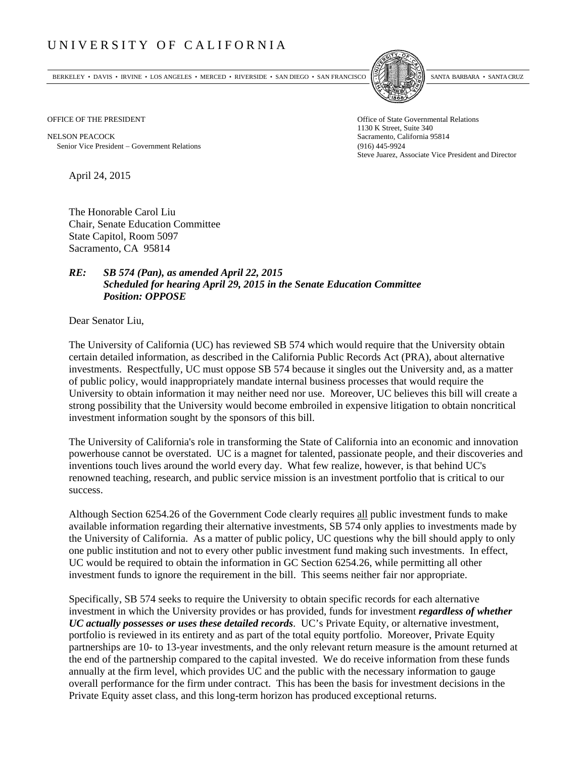# UNIVERSITY OF CALIFORNIA

BERKELEY • DAVIS • IRVINE • LOS ANGELES • MERCED • RIVERSIDE • SAN DIEGO • SAN FRANCISCO     SANTA BARBARA • SANTA CRUZ

OFFICE OF THE PRESIDENT

NELSON PEACOCK
Senior Vice President – Government Relations

Office of State Governmental Relations
1130 K Street, Suite 340
Sacramento, California 95814
(916) 445-9924
Steve Juarez, Associate Vice President and Director

April 24, 2015

The Honorable Carol Liu
Chair, Senate Education Committee
State Capitol, Room 5097
Sacramento, CA 95814

***RE: SB 574 (Pan), as amended April 22, 2015***
***Scheduled for hearing April 29, 2015 in the Senate Education Committee***
***Position: OPPOSE***

Dear Senator Liu,

The University of California (UC) has reviewed SB 574 which would require that the University obtain certain detailed information, as described in the California Public Records Act (PRA), about alternative investments. Respectfully, UC must oppose SB 574 because it singles out the University and, as a matter of public policy, would inappropriately mandate internal business processes that would require the University to obtain information it may neither need nor use. Moreover, UC believes this bill will create a strong possibility that the University would become embroiled in expensive litigation to obtain noncritical investment information sought by the sponsors of this bill.

The University of California's role in transforming the State of California into an economic and innovation powerhouse cannot be overstated. UC is a magnet for talented, passionate people, and their discoveries and inventions touch lives around the world every day. What few realize, however, is that behind UC's renowned teaching, research, and public service mission is an investment portfolio that is critical to our success.

Although Section 6254.26 of the Government Code clearly requires all public investment funds to make available information regarding their alternative investments, SB 574 only applies to investments made by the University of California. As a matter of public policy, UC questions why the bill should apply to only one public institution and not to every other public investment fund making such investments. In effect, UC would be required to obtain the information in GC Section 6254.26, while permitting all other investment funds to ignore the requirement in the bill. This seems neither fair nor appropriate.

Specifically, SB 574 seeks to require the University to obtain specific records for each alternative investment in which the University provides or has provided, funds for investment ***regardless of whether UC actually possesses or uses these detailed records***. UC's Private Equity, or alternative investment, portfolio is reviewed in its entirety and as part of the total equity portfolio. Moreover, Private Equity partnerships are 10- to 13-year investments, and the only relevant return measure is the amount returned at the end of the partnership compared to the capital invested. We do receive information from these funds annually at the firm level, which provides UC and the public with the necessary information to gauge overall performance for the firm under contract. This has been the basis for investment decisions in the Private Equity asset class, and this long-term horizon has produced exceptional returns.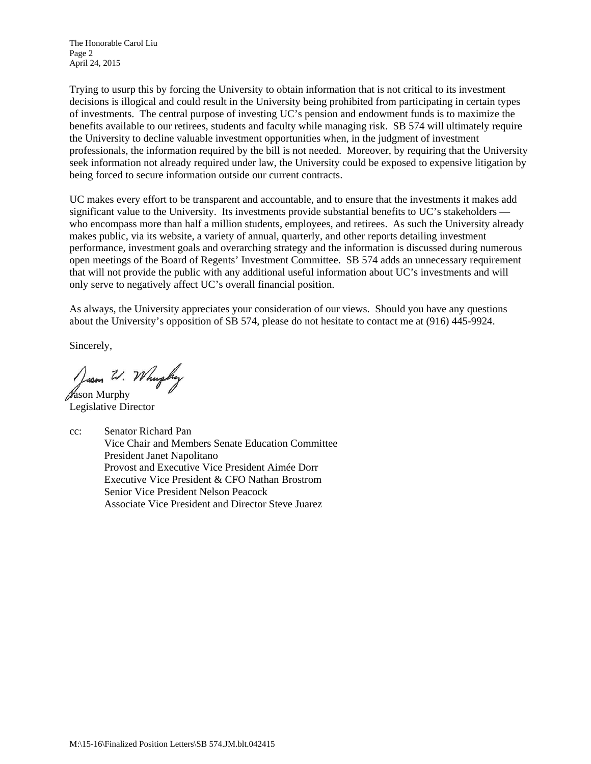Trying to usurp this by forcing the University to obtain information that is not critical to its investment decisions is illogical and could result in the University being prohibited from participating in certain types of investments. The central purpose of investing UC's pension and endowment funds is to maximize the benefits available to our retirees, students and faculty while managing risk. SB 574 will ultimately require the University to decline valuable investment opportunities when, in the judgment of investment professionals, the information required by the bill is not needed. Moreover, by requiring that the University seek information not already required under law, the University could be exposed to expensive litigation by being forced to secure information outside our current contracts.

UC makes every effort to be transparent and accountable, and to ensure that the investments it makes add significant value to the University. Its investments provide substantial benefits to UC's stakeholders — who encompass more than half a million students, employees, and retirees. As such the University already makes public, via its website, a variety of annual, quarterly, and other reports detailing investment performance, investment goals and overarching strategy and the information is discussed during numerous open meetings of the Board of Regents' Investment Committee. SB 574 adds an unnecessary requirement that will not provide the public with any additional useful information about UC's investments and will only serve to negatively affect UC's overall financial position.

As always, the University appreciates your consideration of our views. Should you have any questions about the University's opposition of SB 574, please do not hesitate to contact me at (916) 445-9924.

Sincerely,

Jason Murphy
Legislative Director

cc: Senator Richard Pan
Vice Chair and Members Senate Education Committee
President Janet Napolitano
Provost and Executive Vice President Aimée Dorr
Executive Vice President & CFO Nathan Brostrom
Senior Vice President Nelson Peacock
Associate Vice President and Director Steve Juarez

M:\15-16\Finalized Position Letters\SB 574.JM.blt.042415